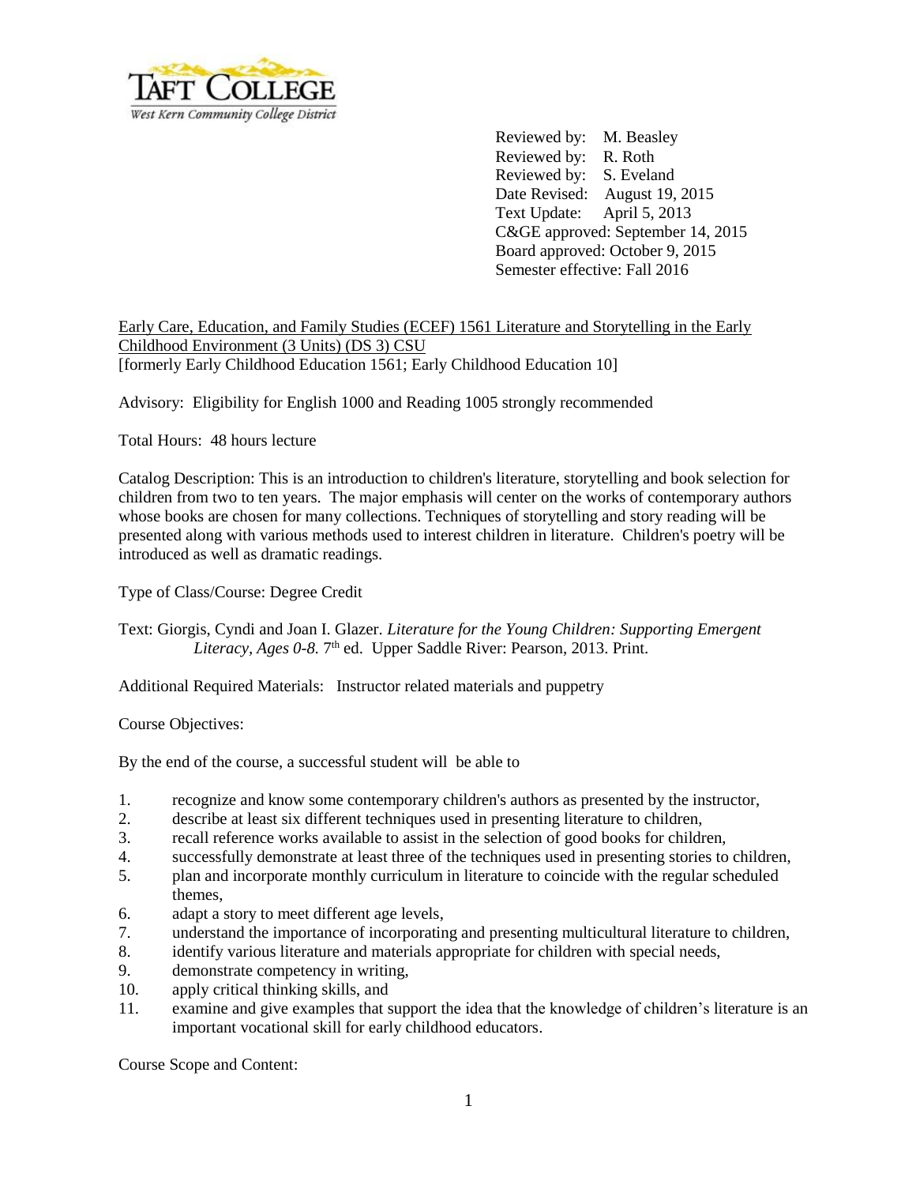Reviewed by: M. Beasley
Reviewed by: R. Roth
Reviewed by: S. Eveland
Date Revised: August 19, 2015
Text Update: April 5, 2013
C&GE approved: September 14, 2015
Board approved: October 9, 2015
Semester effective: Fall 2016

Early Care, Education, and Family Studies (ECEF) 1561 Literature and Storytelling in the Early Childhood Environment (3 Units) (DS 3) CSU
[formerly Early Childhood Education 1561; Early Childhood Education 10]

Advisory: Eligibility for English 1000 and Reading 1005 strongly recommended

Total Hours: 48 hours lecture

Catalog Description: This is an introduction to children's literature, storytelling and book selection for children from two to ten years. The major emphasis will center on the works of contemporary authors whose books are chosen for many collections. Techniques of storytelling and story reading will be presented along with various methods used to interest children in literature. Children's poetry will be introduced as well as dramatic readings.

Type of Class/Course: Degree Credit

Text: Giorgis, Cyndi and Joan I. Glazer. *Literature for the Young Children: Supporting Emergent Literacy, Ages 0-8.* 7th ed. Upper Saddle River: Pearson, 2013. Print.

Additional Required Materials: Instructor related materials and puppetry

Course Objectives:

By the end of the course, a successful student will be able to

1. recognize and know some contemporary children's authors as presented by the instructor,
2. describe at least six different techniques used in presenting literature to children,
3. recall reference works available to assist in the selection of good books for children,
4. successfully demonstrate at least three of the techniques used in presenting stories to children,
5. plan and incorporate monthly curriculum in literature to coincide with the regular scheduled themes,
6. adapt a story to meet different age levels,
7. understand the importance of incorporating and presenting multicultural literature to children,
8. identify various literature and materials appropriate for children with special needs,
9. demonstrate competency in writing,
10. apply critical thinking skills, and
11. examine and give examples that support the idea that the knowledge of children's literature is an important vocational skill for early childhood educators.

Course Scope and Content: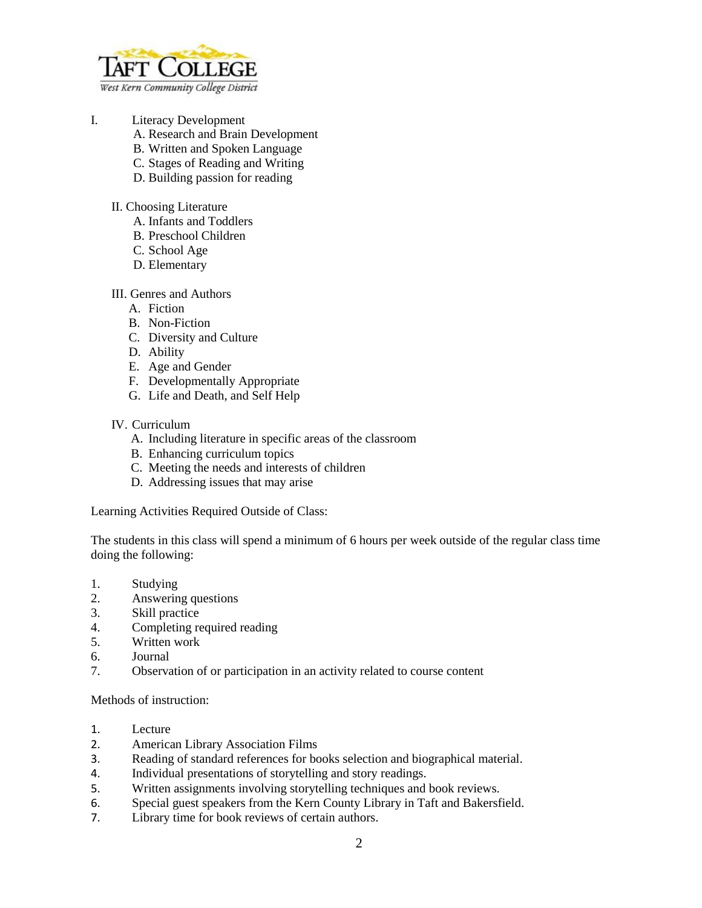I. Literacy Development
   A. Research and Brain Development
   B. Written and Spoken Language
   C. Stages of Reading and Writing
   D. Building passion for reading

II. Choosing Literature
   A. Infants and Toddlers
   B. Preschool Children
   C. School Age
   D. Elementary

III. Genres and Authors
   A. Fiction
   B. Non-Fiction
   C. Diversity and Culture
   D. Ability
   E. Age and Gender
   F. Developmentally Appropriate
   G. Life and Death, and Self Help

IV. Curriculum
   A. Including literature in specific areas of the classroom
   B. Enhancing curriculum topics
   C. Meeting the needs and interests of children
   D. Addressing issues that may arise

Learning Activities Required Outside of Class:

The students in this class will spend a minimum of 6 hours per week outside of the regular class time doing the following:

1. Studying
2. Answering questions
3. Skill practice
4. Completing required reading
5. Written work
6. Journal
7. Observation of or participation in an activity related to course content

Methods of instruction:

1. Lecture
2. American Library Association Films
3. Reading of standard references for books selection and biographical material.
4. Individual presentations of storytelling and story readings.
5. Written assignments involving storytelling techniques and book reviews.
6. Special guest speakers from the Kern County Library in Taft and Bakersfield.
7. Library time for book reviews of certain authors.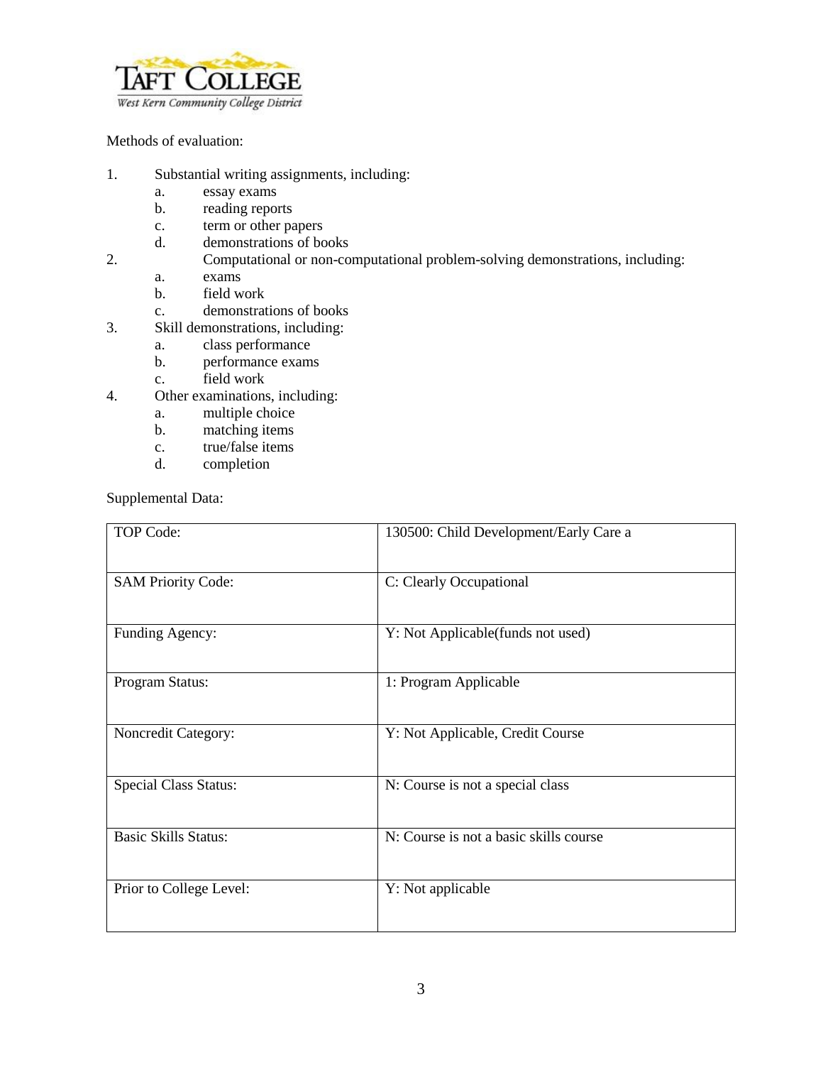Methods of evaluation:

1. Substantial writing assignments, including:
   a. essay exams
   b. reading reports
   c. term or other papers
   d. demonstrations of books
2. Computational or non-computational problem-solving demonstrations, including:
   a. exams
   b. field work
   c. demonstrations of books
3. Skill demonstrations, including:
   a. class performance
   b. performance exams
   c. field work
4. Other examinations, including:
   a. multiple choice
   b. matching items
   c. true/false items
   d. completion

Supplemental Data:

| | |
|---|---|
| TOP Code: | 130500: Child Development/Early Care a |
| SAM Priority Code: | C: Clearly Occupational |
| Funding Agency: | Y: Not Applicable(funds not used) |
| Program Status: | 1: Program Applicable |
| Noncredit Category: | Y: Not Applicable, Credit Course |
| Special Class Status: | N: Course is not a special class |
| Basic Skills Status: | N: Course is not a basic skills course |
| Prior to College Level: | Y: Not applicable |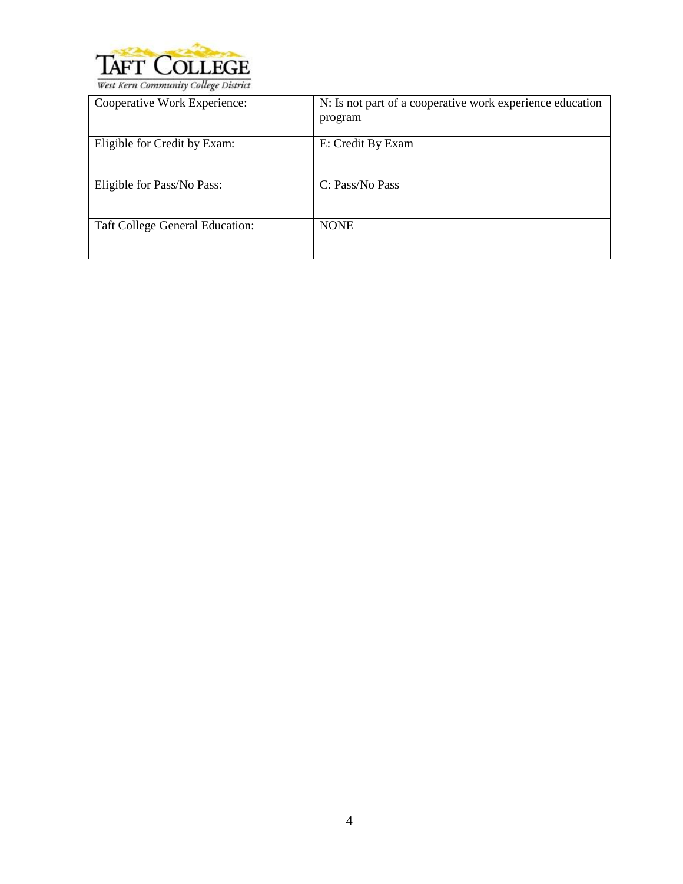| | |
|---|---|
| Cooperative Work Experience: | N: Is not part of a cooperative work experience education program |
| Eligible for Credit by Exam: | E: Credit By Exam |
| Eligible for Pass/No Pass: | C: Pass/No Pass |
| Taft College General Education: | NONE |